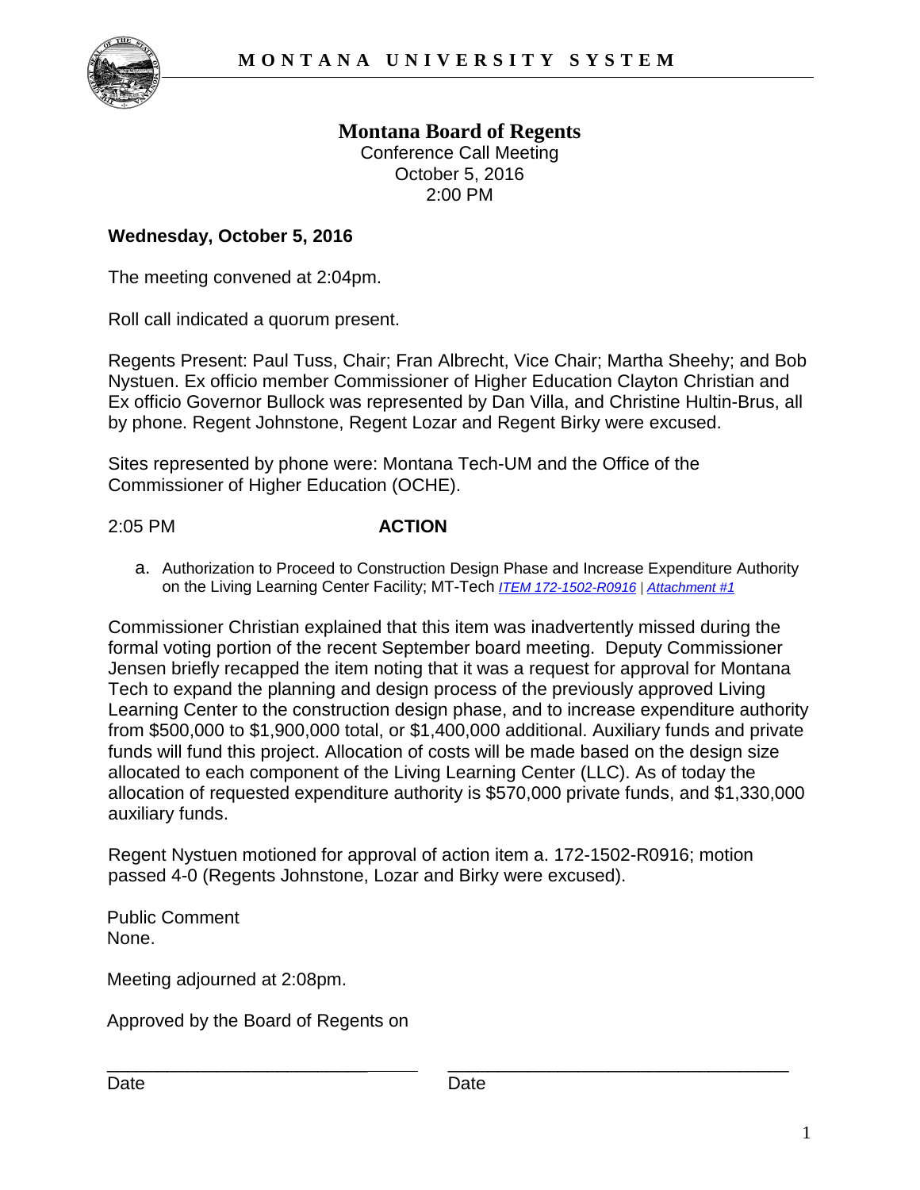**MONTANA UNIVERSITY SYSTEM**

# Montana Board of Regents

Conference Call Meeting
October 5, 2016
2:00 PM

**Wednesday, October 5, 2016**

The meeting convened at 2:04pm.

Roll call indicated a quorum present.

Regents Present: Paul Tuss, Chair; Fran Albrecht, Vice Chair; Martha Sheehy; and Bob Nystuen. Ex officio member Commissioner of Higher Education Clayton Christian and Ex officio Governor Bullock was represented by Dan Villa, and Christine Hultin-Brus, all by phone. Regent Johnstone, Regent Lozar and Regent Birky were excused.

Sites represented by phone were: Montana Tech-UM and the Office of the Commissioner of Higher Education (OCHE).

2:05 PM **ACTION**

a. Authorization to Proceed to Construction Design Phase and Increase Expenditure Authority on the Living Learning Center Facility; MT-Tech *ITEM 172-1502-R0916* | *Attachment #1*

Commissioner Christian explained that this item was inadvertently missed during the formal voting portion of the recent September board meeting. Deputy Commissioner Jensen briefly recapped the item noting that it was a request for approval for Montana Tech to expand the planning and design process of the previously approved Living Learning Center to the construction design phase, and to increase expenditure authority from $500,000 to $1,900,000 total, or $1,400,000 additional. Auxiliary funds and private funds will fund this project. Allocation of costs will be made based on the design size allocated to each component of the Living Learning Center (LLC). As of today the allocation of requested expenditure authority is $570,000 private funds, and $1,330,000 auxiliary funds.

Regent Nystuen motioned for approval of action item a. 172-1502-R0916; motion passed 4-0 (Regents Johnstone, Lozar and Birky were excused).

Public Comment
None.

Meeting adjourned at 2:08pm.

Approved by the Board of Regents on

\_\_\_\_\_\_\_\_\_\_\_\_\_\_\_\_\_\_\_\_\_\_\_\_\_\_\_\_\_\_ \_\_\_\_\_\_\_\_\_\_\_\_\_\_\_\_\_\_\_\_\_\_\_\_\_\_\_\_\_\_\_\_\_\_
Date Date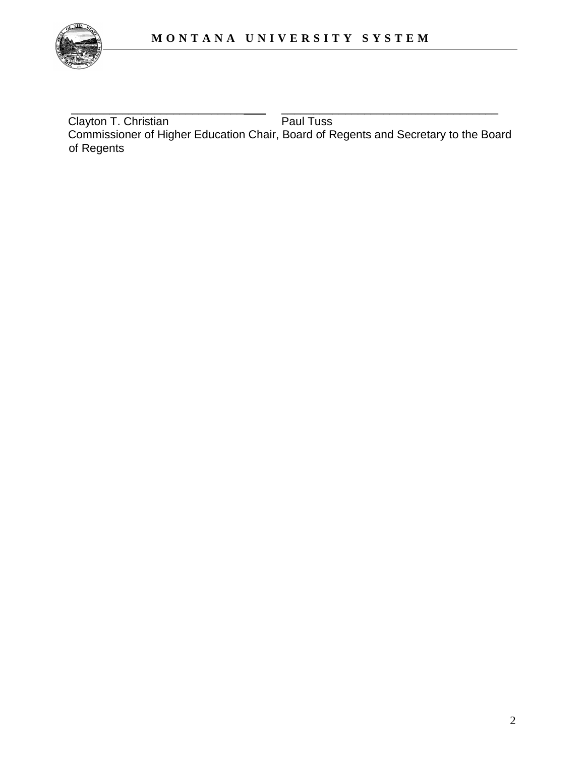\_\_\_\_\_\_\_\_\_\_\_\_\_\_\_\_\_\_\_\_\_\_\_\_\_\_\_\_\_\_\_\_ \_\_\_\_\_\_\_\_\_\_\_\_\_\_\_\_\_\_\_\_\_\_\_\_\_\_\_\_\_\_\_\_\_\_\_\_\_\_\_\_

| | |
|---|---|
| Clayton T. Christian | Paul Tuss |
| Commissioner of Higher Education | Chair, Board of Regents and Secretary to the Board of Regents |